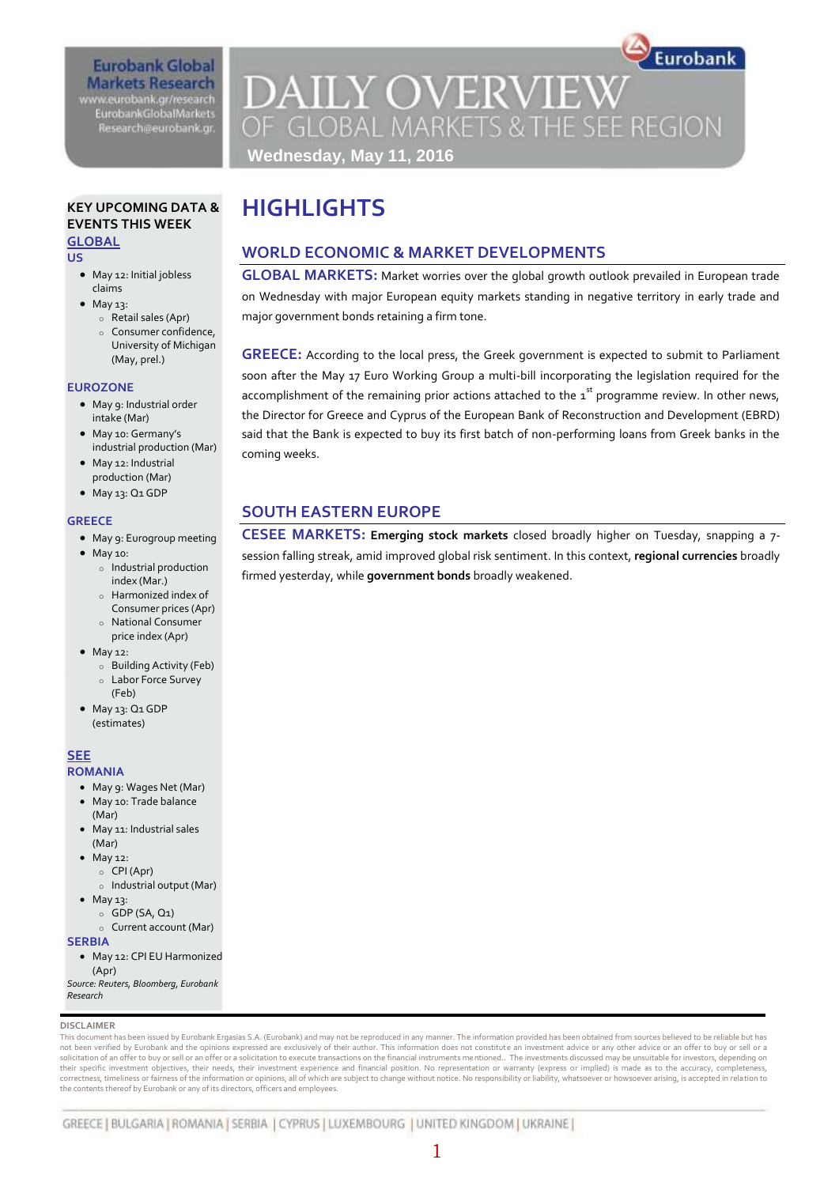Eurobank Global Markets Research
www.eurobank.gr/research
EurobankGlobalMarkets
Research@eurobank.gr

# DAILY OVERVIEW OF GLOBAL MARKETS & THE SEE REGION

**Wednesday, May 11, 2016**

## HIGHLIGHTS

### WORLD ECONOMIC & MARKET DEVELOPMENTS

**GLOBAL MARKETS:** Market worries over the global growth outlook prevailed in European trade on Wednesday with major European equity markets standing in negative territory in early trade and major government bonds retaining a firm tone.

**GREECE:** According to the local press, the Greek government is expected to submit to Parliament soon after the May 17 Euro Working Group a multi-bill incorporating the legislation required for the accomplishment of the remaining prior actions attached to the 1st programme review. In other news, the Director for Greece and Cyprus of the European Bank of Reconstruction and Development (EBRD) said that the Bank is expected to buy its first batch of non-performing loans from Greek banks in the coming weeks.

### SOUTH EASTERN EUROPE

**CESEE MARKETS:** **Emerging stock markets** closed broadly higher on Tuesday, snapping a 7-session falling streak, amid improved global risk sentiment. In this context, **regional currencies** broadly firmed yesterday, while **government bonds** broadly weakened.

### KEY UPCOMING DATA & EVENTS THIS WEEK

**GLOBAL**

**US**

- May 12: Initial jobless claims
- May 13:
  - Retail sales (Apr)
  - Consumer confidence, University of Michigan (May, prel.)

**EUROZONE**

- May 9: Industrial order intake (Mar)
- May 10: Germany's industrial production (Mar)
- May 12: Industrial production (Mar)
- May 13: Q1 GDP

**GREECE**

- May 9: Eurogroup meeting
- May 10:
  - Industrial production index (Mar.)
  - Harmonized index of Consumer prices (Apr)
  - National Consumer price index (Apr)
- May 12:
  - Building Activity (Feb)
  - Labor Force Survey (Feb)
- May 13: Q1 GDP (estimates)

**SEE**

**ROMANIA**

- May 9: Wages Net (Mar)
- May 10: Trade balance (Mar)
- May 11: Industrial sales (Mar)
- May 12:
  - CPI (Apr)
  - Industrial output (Mar)
- May 13:
  - GDP (SA, Q1)
  - Current account (Mar)

**SERBIA**

- May 12: CPI EU Harmonized (Apr)

*Source: Reuters, Bloomberg, Eurobank Research*

**DISCLAIMER**

This document has been issued by Eurobank Ergasias S.A. (Eurobank) and may not be reproduced in any manner. The information provided has been obtained from sources believed to be reliable but has not been verified by Eurobank and the opinions expressed are exclusively of their author. This information does not constitute an investment advice or any other advice or an offer to buy or sell or a solicitation of an offer to buy or sell or an offer or a solicitation to execute transactions on the financial instruments mentioned.. The investments discussed may be unsuitable for investors, depending on their specific investment objectives, their needs, their investment experience and financial position. No representation or warranty (express or implied) is made as to the accuracy, completeness, correctness, timeliness or fairness of the information or opinions, all of which are subject to change without notice. No responsibility or liability, whatsoever or howsoever arising, is accepted in relation to the contents thereof by Eurobank or any of its directors, officers and employees.

GREECE | BULGARIA | ROMANIA | SERBIA | CYPRUS | LUXEMBOURG | UNITED KINGDOM | UKRAINE |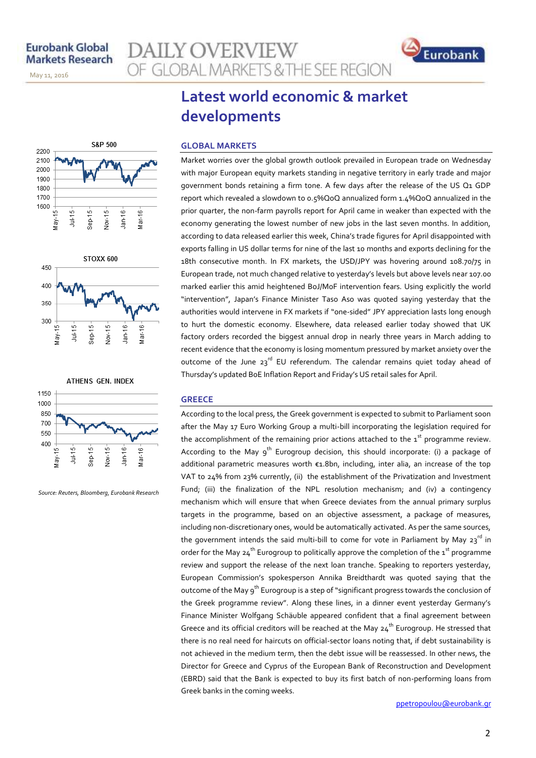# Latest world economic & market developments

## GLOBAL MARKETS

Market worries over the global growth outlook prevailed in European trade on Wednesday with major European equity markets standing in negative territory in early trade and major government bonds retaining a firm tone. A few days after the release of the US Q1 GDP report which revealed a slowdown to 0.5%QoQ annualized form 1.4%QoQ annualized in the prior quarter, the non-farm payrolls report for April came in weaker than expected with the economy generating the lowest number of new jobs in the last seven months. In addition, according to data released earlier this week, China's trade figures for April disappointed with exports falling in US dollar terms for nine of the last 10 months and exports declining for the 18th consecutive month. In FX markets, the USD/JPY was hovering around 108.70/75 in European trade, not much changed relative to yesterday's levels but above levels near 107.00 marked earlier this amid heightened BoJ/MoF intervention fears. Using explicitly the world "intervention", Japan's Finance Minister Taso Aso was quoted saying yesterday that the authorities would intervene in FX markets if "one-sided" JPY appreciation lasts long enough to hurt the domestic economy. Elsewhere, data released earlier today showed that UK factory orders recorded the biggest annual drop in nearly three years in March adding to recent evidence that the economy is losing momentum pressured by market anxiety over the outcome of the June 23rd EU referendum. The calendar remains quiet today ahead of Thursday's updated BoE Inflation Report and Friday's US retail sales for April.

## GREECE

According to the local press, the Greek government is expected to submit to Parliament soon after the May 17 Euro Working Group a multi-bill incorporating the legislation required for the accomplishment of the remaining prior actions attached to the 1st programme review. According to the May 9th Eurogroup decision, this should incorporate: (i) a package of additional parametric measures worth €1.8bn, including, inter alia, an increase of the top VAT to 24% from 23% currently, (ii) the establishment of the Privatization and Investment Fund; (iii) the finalization of the NPL resolution mechanism; and (iv) a contingency mechanism which will ensure that when Greece deviates from the annual primary surplus targets in the programme, based on an objective assessment, a package of measures, including non-discretionary ones, would be automatically activated. As per the same sources, the government intends the said multi-bill to come for vote in Parliament by May 23rd in order for the May 24th Eurogroup to politically approve the completion of the 1st programme review and support the release of the next loan tranche. Speaking to reporters yesterday, European Commission's spokesperson Annika Breidthardt was quoted saying that the outcome of the May 9th Eurogroup is a step of "significant progress towards the conclusion of the Greek programme review". Along these lines, in a dinner event yesterday Germany's Finance Minister Wolfgang Schäuble appeared confident that a final agreement between Greece and its official creditors will be reached at the May 24th Eurogroup. He stressed that there is no real need for haircuts on official-sector loans noting that, if debt sustainability is not achieved in the medium term, then the debt issue will be reassessed. In other news, the Director for Greece and Cyprus of the European Bank of Reconstruction and Development (EBRD) said that the Bank is expected to buy its first batch of non-performing loans from Greek banks in the coming weeks.

ppetropoulou@eurobank.gr

*Source: Reuters, Bloomberg, Eurobank Research*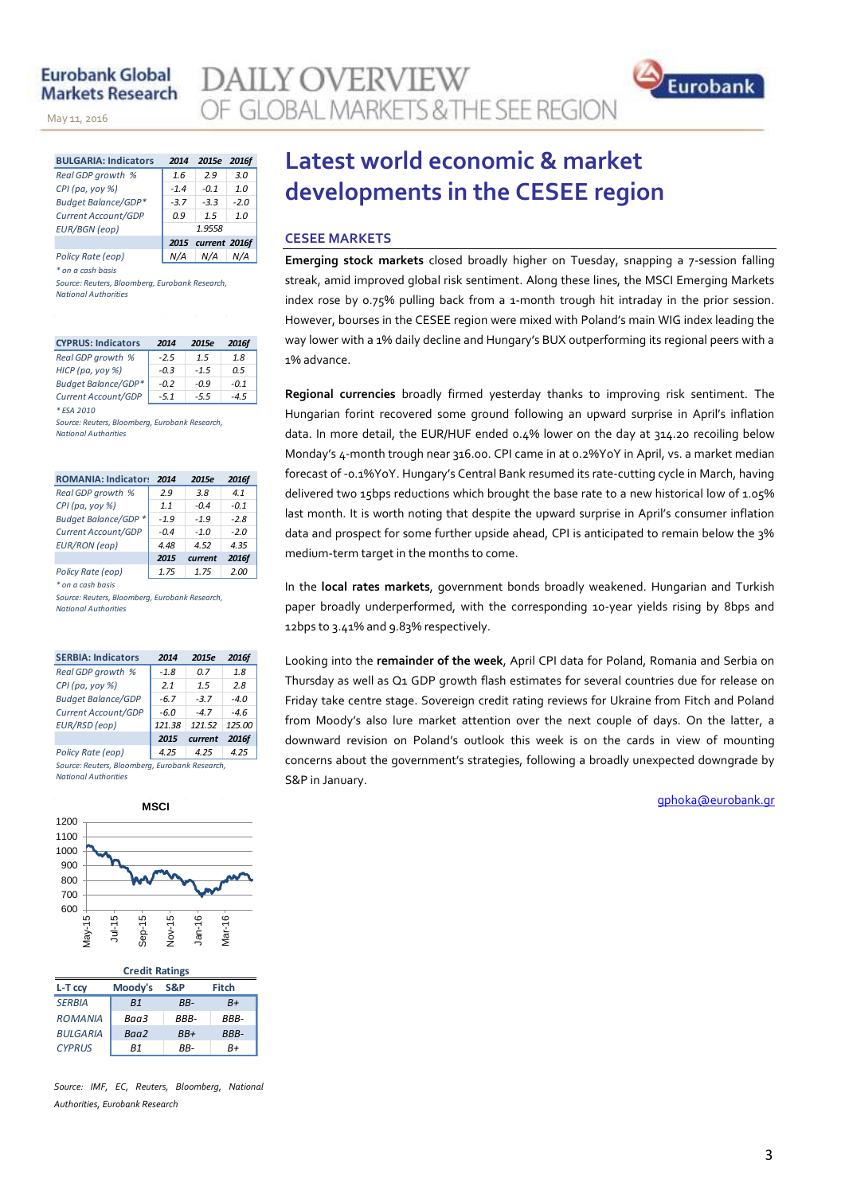# Latest world economic & market developments in the CESEE region

## CESEE MARKETS

**Emerging stock markets** closed broadly higher on Tuesday, snapping a 7-session falling streak, amid improved global risk sentiment. Along these lines, the MSCI Emerging Markets index rose by 0.75% pulling back from a 1-month trough hit intraday in the prior session. However, bourses in the CESEE region were mixed with Poland's main WIG index leading the way lower with a 1% daily decline and Hungary's BUX outperforming its regional peers with a 1% advance.

**Regional currencies** broadly firmed yesterday thanks to improving risk sentiment. The Hungarian forint recovered some ground following an upward surprise in April's inflation data. In more detail, the EUR/HUF ended 0.4% lower on the day at 314.20 recoiling below Monday's 4-month trough near 316.00. CPI came in at 0.2%YoY in April, vs. a market median forecast of -0.1%YoY. Hungary's Central Bank resumed its rate-cutting cycle in March, having delivered two 15bps reductions which brought the base rate to a new historical low of 1.05% last month. It is worth noting that despite the upward surprise in April's consumer inflation data and prospect for some further upside ahead, CPI is anticipated to remain below the 3% medium-term target in the months to come.

In the **local rates markets**, government bonds broadly weakened. Hungarian and Turkish paper broadly underperformed, with the corresponding 10-year yields rising by 8bps and 12bps to 3.41% and 9.83% respectively.

Looking into the **remainder of the week**, April CPI data for Poland, Romania and Serbia on Thursday as well as Q1 GDP growth flash estimates for several countries due for release on Friday take centre stage. Sovereign credit rating reviews for Ukraine from Fitch and Poland from Moody's also lure market attention over the next couple of days. On the latter, a downward revision on Poland's outlook this week is on the cards in view of mounting concerns about the government's strategies, following a broadly unexpected downgrade by S&P in January.

gphoka@eurobank.gr

| BULGARIA: Indicators | 2014 | 2015e | 2016f |
|---|---|---|---|
| Real GDP growth % | 1.6 | 2.9 | 3.0 |
| CPI (pa, yoy %) | -1.4 | -0.1 | 1.0 |
| Budget Balance/GDP* | -3.7 | -3.3 | -2.0 |
| Current Account/GDP | 0.9 | 1.5 | 1.0 |
| EUR/BGN (eop) | | 1.9558 | |
| | 2015 | current | 2016f |
| Policy Rate (eop) | N/A | N/A | N/A |

* on a cash basis

Source: Reuters, Bloomberg, Eurobank Research, National Authorities

| CYPRUS: Indicators | 2014 | 2015e | 2016f |
|---|---|---|---|
| Real GDP growth % | -2.5 | 1.5 | 1.8 |
| HICP (pa, yoy %) | -0.3 | -1.5 | 0.5 |
| Budget Balance/GDP* | -0.2 | -0.9 | -0.1 |
| Current Account/GDP | -5.1 | -5.5 | -4.5 |

* ESA 2010

Source: Reuters, Bloomberg, Eurobank Research, National Authorities

| ROMANIA: Indicators | 2014 | 2015e | 2016f |
|---|---|---|---|
| Real GDP growth % | 2.9 | 3.8 | 4.1 |
| CPI (pa, yoy %) | 1.1 | -0.4 | -0.1 |
| Budget Balance/GDP * | -1.9 | -1.9 | -2.8 |
| Current Account/GDP | -0.4 | -1.0 | -2.0 |
| EUR/RON (eop) | 4.48 | 4.52 | 4.35 |
| | 2015 | current | 2016f |
| Policy Rate (eop) | 1.75 | 1.75 | 2.00 |

* on a cash basis

Source: Reuters, Bloomberg, Eurobank Research, National Authorities

| SERBIA: Indicators | 2014 | 2015e | 2016f |
|---|---|---|---|
| Real GDP growth % | -1.8 | 0.7 | 1.8 |
| CPI (pa, yoy %) | 2.1 | 1.5 | 2.8 |
| Budget Balance/GDP | -6.7 | -3.7 | -4.0 |
| Current Account/GDP | -6.0 | -4.7 | -4.6 |
| EUR/RSD (eop) | 121.38 | 121.52 | 125.00 |
| | 2015 | current | 2016f |
| Policy Rate (eop) | 4.25 | 4.25 | 4.25 |

Source: Reuters, Bloomberg, Eurobank Research, National Authorities

MSCI

| Credit Ratings | | | |
|---|---|---|---|
| L-T ccy | Moody's | S&P | Fitch |
| SERBIA | B1 | BB- | B+ |
| ROMANIA | Baa3 | BBB- | BBB- |
| BULGARIA | Baa2 | BB+ | BBB- |
| CYPRUS | B1 | BB- | B+ |

Source: IMF, EC, Reuters, Bloomberg, National Authorities, Eurobank Research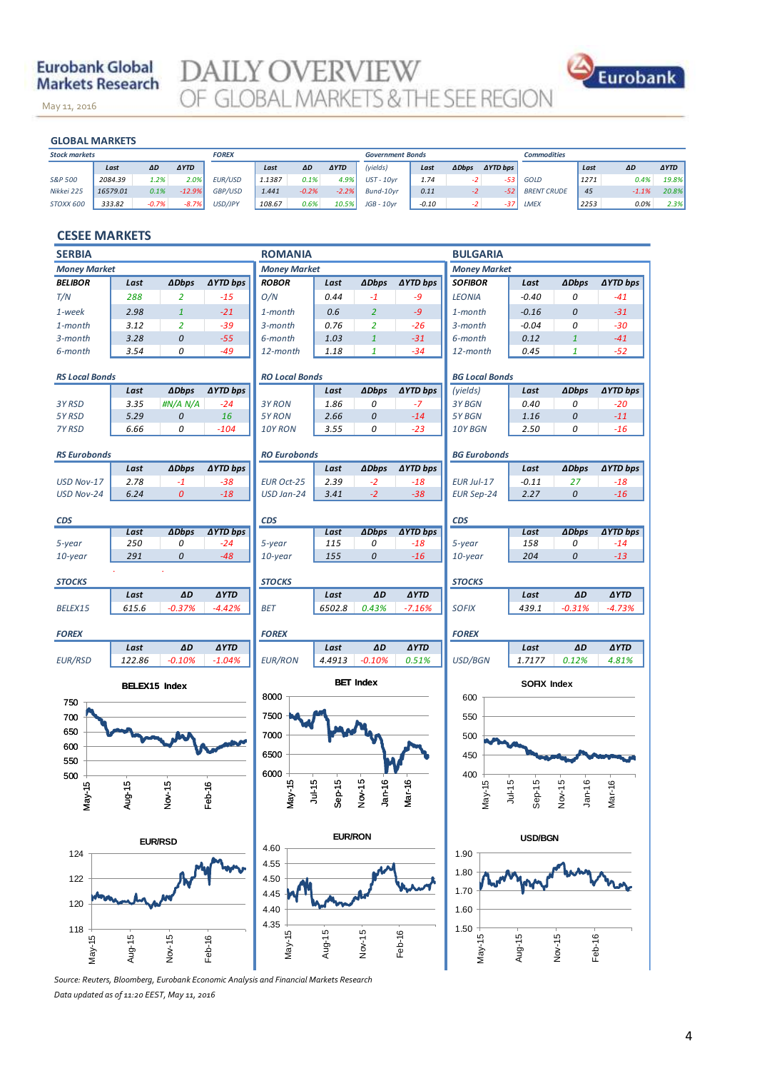## GLOBAL MARKETS

| Stock markets | Last | ΔD | ΔYTD |
|---|---|---|---|
| S&P 500 | 2084.39 | 1.2% | 2.0% |
| Nikkei 225 | 16579.01 | 0.1% | -12.9% |
| STOXX 600 | 333.82 | -0.7% | -8.7% |

| FOREX | Last | ΔD | ΔYTD |
|---|---|---|---|
| EUR/USD | 1.1387 | 0.1% | 4.9% |
| GBP/USD | 1.441 | -0.2% | -2.2% |
| USD/JPY | 108.67 | 0.6% | 10.5% |

| Government Bonds (yields) | Last | ΔDbps | ΔYTD bps |
|---|---|---|---|
| UST - 10yr | 1.74 | -2 | -53 |
| Bund-10yr | 0.11 | -2 | -52 |
| JGB - 10yr | -0.10 | -2 | -37 |

| Commodities | Last | ΔD | ΔYTD |
|---|---|---|---|
| GOLD | 1271 | 0.4% | 19.8% |
| BRENT CRUDE | 45 | -1.1% | 20.8% |
| LMEX | 2253 | 0.0% | 2.3% |

## CESEE MARKETS

### SERBIA

**Money Market**

| BELIBOR | Last | ΔDbps | ΔYTD bps |
|---|---|---|---|
| T/N | 288 | 2 | -15 |
| 1-week | 2.98 | 1 | -21 |
| 1-month | 3.12 | 2 | -39 |
| 3-month | 3.28 | 0 | -55 |
| 6-month | 3.54 | 0 | -49 |

**RS Local Bonds**

| | Last | ΔDbps | ΔYTD bps |
|---|---|---|---|
| 3Y RSD | 3.35 | #N/A N/A | -24 |
| 5Y RSD | 5.29 | 0 | 16 |
| 7Y RSD | 6.66 | 0 | -104 |

**RS Eurobonds**

| | Last | ΔDbps | ΔYTD bps |
|---|---|---|---|
| USD Nov-17 | 2.78 | -1 | -38 |
| USD Nov-24 | 6.24 | 0 | -18 |

**CDS**

| | Last | ΔDbps | ΔYTD bps |
|---|---|---|---|
| 5-year | 250 | 0 | -24 |
| 10-year | 291 | 0 | -48 |

**STOCKS**

| | Last | ΔD | ΔYTD |
|---|---|---|---|
| BELEX15 | 615.6 | -0.37% | -4.42% |

**FOREX**

| | Last | ΔD | ΔYTD |
|---|---|---|---|
| EUR/RSD | 122.86 | -0.10% | -1.04% |

### ROMANIA

**Money Market**

| ROBOR | Last | ΔDbps | ΔYTD bps |
|---|---|---|---|
| O/N | 0.44 | -1 | -9 |
| 1-month | 0.6 | 2 | -9 |
| 3-month | 0.76 | 2 | -26 |
| 6-month | 1.03 | 1 | -31 |
| 12-month | 1.18 | 1 | -34 |

**RO Local Bonds**

| | Last | ΔDbps | ΔYTD bps |
|---|---|---|---|
| 3Y RON | 1.86 | 0 | -7 |
| 5Y RON | 2.66 | 0 | -14 |
| 10Y RON | 3.55 | 0 | -23 |

**RO Eurobonds**

| | Last | ΔDbps | ΔYTD bps |
|---|---|---|---|
| EUR Oct-25 | 2.39 | -2 | -18 |
| USD Jan-24 | 3.41 | -2 | -38 |

**CDS**

| | Last | ΔDbps | ΔYTD bps |
|---|---|---|---|
| 5-year | 115 | 0 | -18 |
| 10-year | 155 | 0 | -16 |

**STOCKS**

| | Last | ΔD | ΔYTD |
|---|---|---|---|
| BET | 6502.8 | 0.43% | -7.16% |

**FOREX**

| | Last | ΔD | ΔYTD |
|---|---|---|---|
| EUR/RON | 4.4913 | -0.10% | 0.51% |

### BULGARIA

**Money Market**

| SOFIBOR | Last | ΔDbps | ΔYTD bps |
|---|---|---|---|
| LEONIA | -0.40 | 0 | -41 |
| 1-month | -0.16 | 0 | -31 |
| 3-month | -0.04 | 0 | -30 |
| 6-month | 0.12 | 1 | -41 |
| 12-month | 0.45 | 1 | -52 |

**BG Local Bonds**

| (yields) | Last | ΔDbps | ΔYTD bps |
|---|---|---|---|
| 3Y BGN | 0.40 | 0 | -20 |
| 5Y BGN | 1.16 | 0 | -11 |
| 10Y BGN | 2.50 | 0 | -16 |

**BG Eurobonds**

| | Last | ΔDbps | ΔYTD bps |
|---|---|---|---|
| EUR Jul-17 | -0.11 | 27 | -18 |
| EUR Sep-24 | 2.27 | 0 | -16 |

**CDS**

| | Last | ΔDbps | ΔYTD bps |
|---|---|---|---|
| 5-year | 158 | 0 | -14 |
| 10-year | 204 | 0 | -13 |

**STOCKS**

| | Last | ΔD | ΔYTD |
|---|---|---|---|
| SOFIX | 439.1 | -0.31% | -4.73% |

**FOREX**

| | Last | ΔD | ΔYTD |
|---|---|---|---|
| USD/BGN | 1.7177 | 0.12% | 4.81% |

BELEX15 Index

BET Index

SOFIX Index

EUR/RSD

EUR/RON

USD/BGN

*Source: Reuters, Bloomberg, Eurobank Economic Analysis and Financial Markets Research*

*Data updated as of 11:20 EEST, May 11, 2016*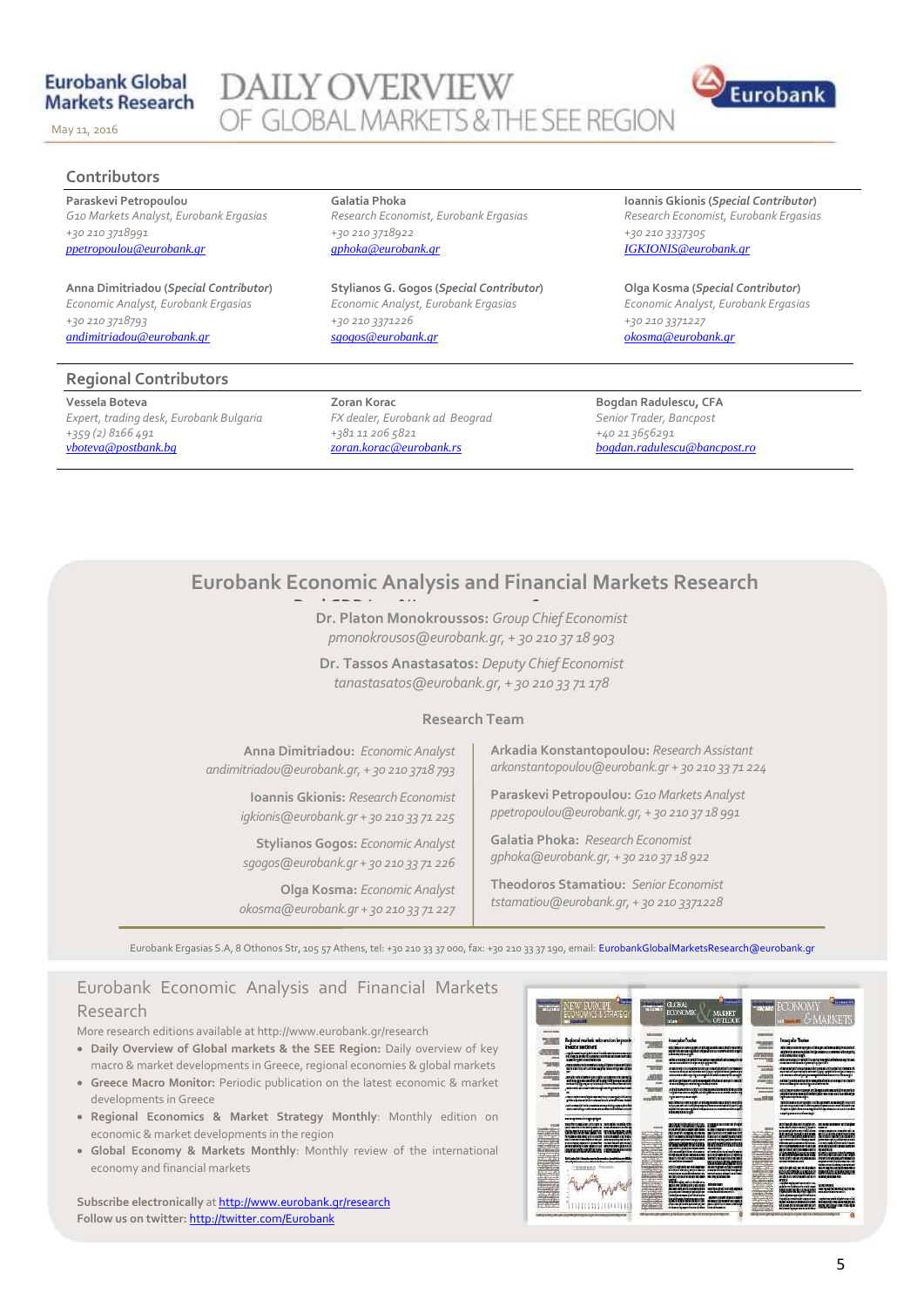## Contributors

**Paraskevi Petropoulou**
*G10 Markets Analyst, Eurobank Ergasias*
*+30 210 3718991*
ppetropoulou@eurobank.gr

**Galatia Phoka**
*Research Economist, Eurobank Ergasias*
*+30 210 3718922*
gphoka@eurobank.gr

**Ioannis Gkionis (*Special Contributor*)**
*Research Economist, Eurobank Ergasias*
*+30 210 3337305*
IGKIONIS@eurobank.gr

**Anna Dimitriadou (*Special Contributor*)**
*Economic Analyst, Eurobank Ergasias*
*+30 210 3718793*
andimitriadou@eurobank.gr

**Stylianos G. Gogos (*Special Contributor*)**
*Economic Analyst, Eurobank Ergasias*
*+30 210 3371226*
sgogos@eurobank.gr

**Olga Kosma (*Special Contributor*)**
*Economic Analyst, Eurobank Ergasias*
*+30 210 3371227*
okosma@eurobank.gr

## Regional Contributors

**Vessela Boteva**
*Expert, trading desk, Eurobank Bulgaria*
*+359 (2) 8166 491*
vboteva@postbank.bg

**Zoran Korac**
*FX dealer, Eurobank ad Beograd*
*+381 11 206 5821*
zoran.korac@eurobank.rs

**Bogdan Radulescu, CFA**
*Senior Trader, Bancpost*
*+40 21 3656291*
bogdan.radulescu@bancpost.ro

## Eurobank Economic Analysis and Financial Markets Research

**Dr. Platon Monokroussos:** *Group Chief Economist*
*pmonokrousos@eurobank.gr, + 30 210 37 18 903*

**Dr. Tassos Anastasatos:** *Deputy Chief Economist*
*tanastasatos@eurobank.gr, + 30 210 33 71 178*

### Research Team

**Anna Dimitriadou:** *Economic Analyst*
*andimitriadou@eurobank.gr, + 30 210 3718 793*

**Ioannis Gkionis:** *Research Economist*
*igkionis@eurobank.gr + 30 210 33 71 225*

**Stylianos Gogos:** *Economic Analyst*
*sgogos@eurobank.gr + 30 210 33 71 226*

**Olga Kosma:** *Economic Analyst*
*okosma@eurobank.gr + 30 210 33 71 227*

**Arkadia Konstantopoulou:** *Research Assistant*
*arkonstantopoulou@eurobank.gr + 30 210 33 71 224*

**Paraskevi Petropoulou:** *G10 Markets Analyst*
*ppetropoulou@eurobank.gr, + 30 210 37 18 991*

**Galatia Phoka:** *Research Economist*
*gphoka@eurobank.gr, + 30 210 37 18 922*

**Theodoros Stamatiou:** *Senior Economist*
*tstamatiou@eurobank.gr, + 30 210 3371228*

Eurobank Ergasias S.A, 8 Othonos Str, 105 57 Athens, tel: +30 210 33 37 000, fax: +30 210 33 37 190, email: EurobankGlobalMarketsResearch@eurobank.gr

## Eurobank Economic Analysis and Financial Markets Research

More research editions available at http://www.eurobank.gr/research

- **Daily Overview of Global markets & the SEE Region:** Daily overview of key macro & market developments in Greece, regional economies & global markets
- **Greece Macro Monitor:** Periodic publication on the latest economic & market developments in Greece
- **Regional Economics & Market Strategy Monthly:** Monthly edition on economic & market developments in the region
- **Global Economy & Markets Monthly:** Monthly review of the international economy and financial markets

**Subscribe electronically** at http://www.eurobank.gr/research
**Follow us on twitter:** http://twitter.com/Eurobank